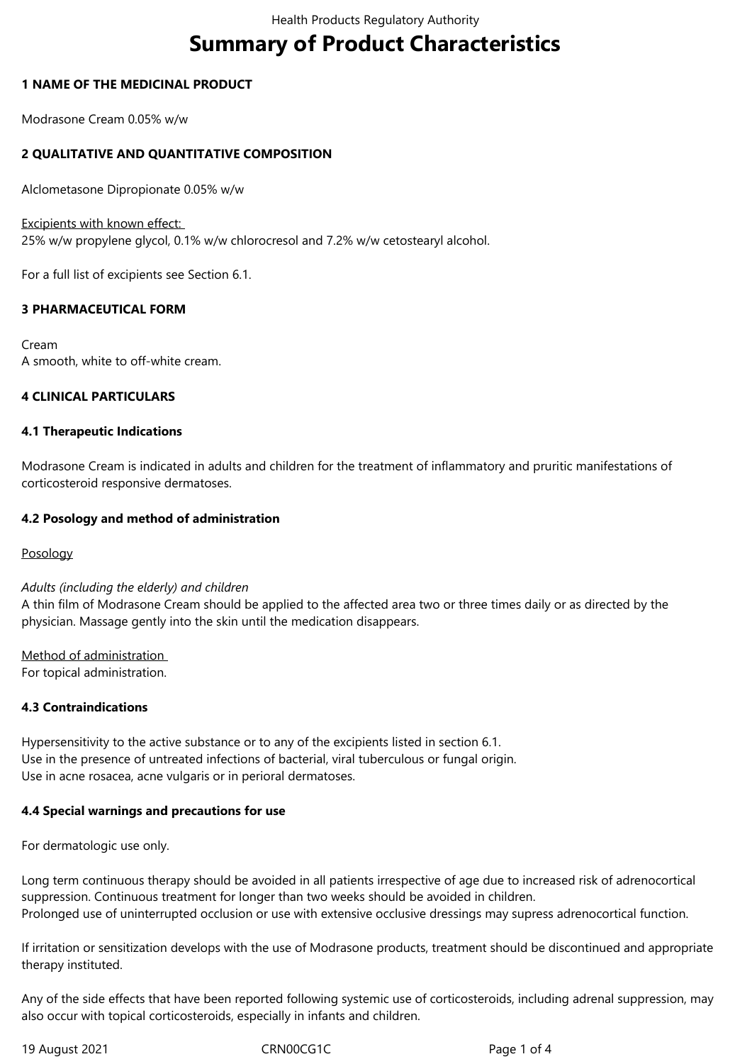# Summary of Product Characteristics

## 1 NAME OF THE MEDICINAL PRODUCT

Modrasone Cream 0.05% w/w

## 2 QUALITATIVE AND QUANTITATIVE COMPOSITION

Alclometasone Dipropionate 0.05% w/w

Excipients with known effect:
25% w/w propylene glycol, 0.1% w/w chlorocresol and 7.2% w/w cetostearyl alcohol.

For a full list of excipients see Section 6.1.

## 3 PHARMACEUTICAL FORM

Cream
A smooth, white to off-white cream.

## 4 CLINICAL PARTICULARS

### 4.1 Therapeutic Indications

Modrasone Cream is indicated in adults and children for the treatment of inflammatory and pruritic manifestations of corticosteroid responsive dermatoses.

### 4.2 Posology and method of administration

Posology

*Adults (including the elderly) and children*
A thin film of Modrasone Cream should be applied to the affected area two or three times daily or as directed by the physician. Massage gently into the skin until the medication disappears.

Method of administration
For topical administration.

### 4.3 Contraindications

Hypersensitivity to the active substance or to any of the excipients listed in section 6.1.
Use in the presence of untreated infections of bacterial, viral tuberculous or fungal origin.
Use in acne rosacea, acne vulgaris or in perioral dermatoses.

### 4.4 Special warnings and precautions for use

For dermatologic use only.

Long term continuous therapy should be avoided in all patients irrespective of age due to increased risk of adrenocortical suppression. Continuous treatment for longer than two weeks should be avoided in children.
Prolonged use of uninterrupted occlusion or use with extensive occlusive dressings may supress adrenocortical function.

If irritation or sensitization develops with the use of Modrasone products, treatment should be discontinued and appropriate therapy instituted.

Any of the side effects that have been reported following systemic use of corticosteroids, including adrenal suppression, may also occur with topical corticosteroids, especially in infants and children.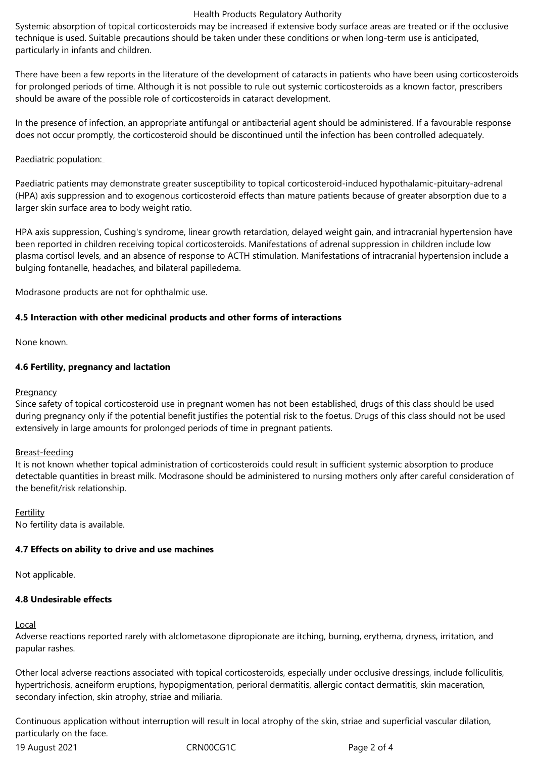Systemic absorption of topical corticosteroids may be increased if extensive body surface areas are treated or if the occlusive technique is used. Suitable precautions should be taken under these conditions or when long-term use is anticipated, particularly in infants and children.

There have been a few reports in the literature of the development of cataracts in patients who have been using corticosteroids for prolonged periods of time. Although it is not possible to rule out systemic corticosteroids as a known factor, prescribers should be aware of the possible role of corticosteroids in cataract development.

In the presence of infection, an appropriate antifungal or antibacterial agent should be administered. If a favourable response does not occur promptly, the corticosteroid should be discontinued until the infection has been controlled adequately.

Paediatric population:

Paediatric patients may demonstrate greater susceptibility to topical corticosteroid-induced hypothalamic-pituitary-adrenal (HPA) axis suppression and to exogenous corticosteroid effects than mature patients because of greater absorption due to a larger skin surface area to body weight ratio.

HPA axis suppression, Cushing's syndrome, linear growth retardation, delayed weight gain, and intracranial hypertension have been reported in children receiving topical corticosteroids. Manifestations of adrenal suppression in children include low plasma cortisol levels, and an absence of response to ACTH stimulation. Manifestations of intracranial hypertension include a bulging fontanelle, headaches, and bilateral papilledema.

Modrasone products are not for ophthalmic use.

**4.5 Interaction with other medicinal products and other forms of interactions**

None known.

**4.6 Fertility, pregnancy and lactation**

Pregnancy

Since safety of topical corticosteroid use in pregnant women has not been established, drugs of this class should be used during pregnancy only if the potential benefit justifies the potential risk to the foetus. Drugs of this class should not be used extensively in large amounts for prolonged periods of time in pregnant patients.

Breast-feeding

It is not known whether topical administration of corticosteroids could result in sufficient systemic absorption to produce detectable quantities in breast milk. Modrasone should be administered to nursing mothers only after careful consideration of the benefit/risk relationship.

Fertility

No fertility data is available.

**4.7 Effects on ability to drive and use machines**

Not applicable.

**4.8 Undesirable effects**

Local

Adverse reactions reported rarely with alclometasone dipropionate are itching, burning, erythema, dryness, irritation, and papular rashes.

Other local adverse reactions associated with topical corticosteroids, especially under occlusive dressings, include folliculitis, hypertrichosis, acneiform eruptions, hypopigmentation, perioral dermatitis, allergic contact dermatitis, skin maceration, secondary infection, skin atrophy, striae and miliaria.

Continuous application without interruption will result in local atrophy of the skin, striae and superficial vascular dilation, particularly on the face.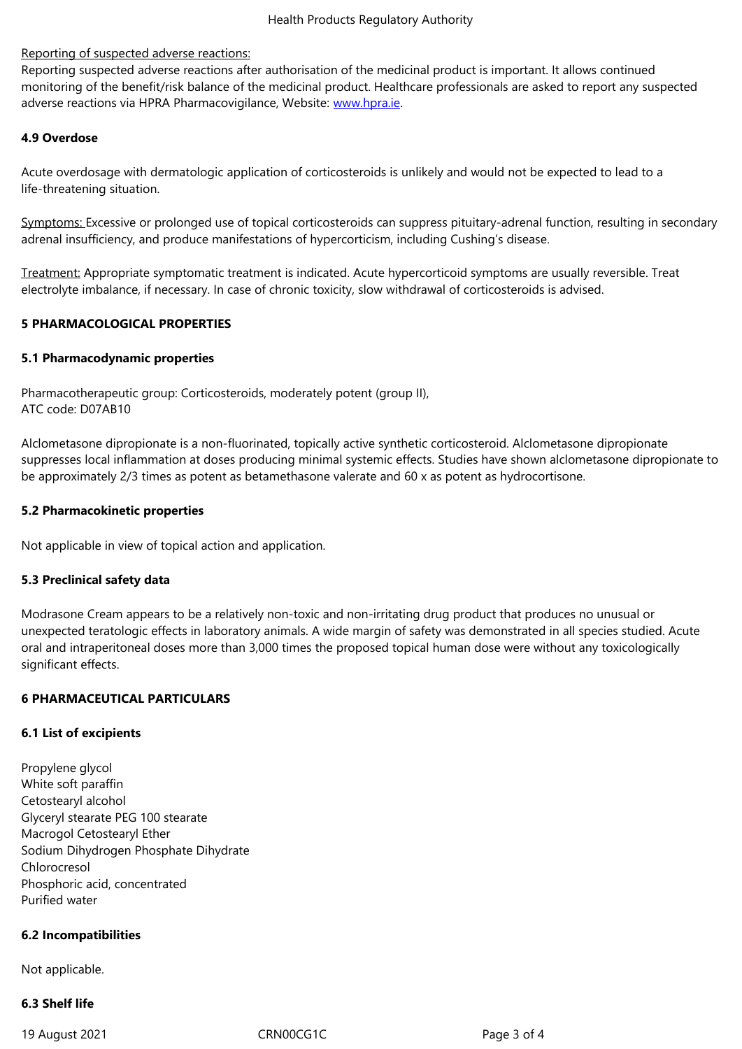Reporting of suspected adverse reactions:

Reporting suspected adverse reactions after authorisation of the medicinal product is important. It allows continued monitoring of the benefit/risk balance of the medicinal product. Healthcare professionals are asked to report any suspected adverse reactions via HPRA Pharmacovigilance, Website: www.hpra.ie.

### 4.9 Overdose

Acute overdosage with dermatologic application of corticosteroids is unlikely and would not be expected to lead to a life-threatening situation.

Symptoms: Excessive or prolonged use of topical corticosteroids can suppress pituitary-adrenal function, resulting in secondary adrenal insufficiency, and produce manifestations of hypercorticism, including Cushing's disease.

Treatment: Appropriate symptomatic treatment is indicated. Acute hypercorticoid symptoms are usually reversible. Treat electrolyte imbalance, if necessary. In case of chronic toxicity, slow withdrawal of corticosteroids is advised.

## 5 PHARMACOLOGICAL PROPERTIES

### 5.1 Pharmacodynamic properties

Pharmacotherapeutic group: Corticosteroids, moderately potent (group II),
ATC code: D07AB10

Alclometasone dipropionate is a non-fluorinated, topically active synthetic corticosteroid. Alclometasone dipropionate suppresses local inflammation at doses producing minimal systemic effects. Studies have shown alclometasone dipropionate to be approximately 2/3 times as potent as betamethasone valerate and 60 x as potent as hydrocortisone.

### 5.2 Pharmacokinetic properties

Not applicable in view of topical action and application.

### 5.3 Preclinical safety data

Modrasone Cream appears to be a relatively non-toxic and non-irritating drug product that produces no unusual or unexpected teratologic effects in laboratory animals. A wide margin of safety was demonstrated in all species studied. Acute oral and intraperitoneal doses more than 3,000 times the proposed topical human dose were without any toxicologically significant effects.

## 6 PHARMACEUTICAL PARTICULARS

### 6.1 List of excipients

Propylene glycol
White soft paraffin
Cetostearyl alcohol
Glyceryl stearate PEG 100 stearate
Macrogol Cetostearyl Ether
Sodium Dihydrogen Phosphate Dihydrate
Chlorocresol
Phosphoric acid, concentrated
Purified water

### 6.2 Incompatibilities

Not applicable.

### 6.3 Shelf life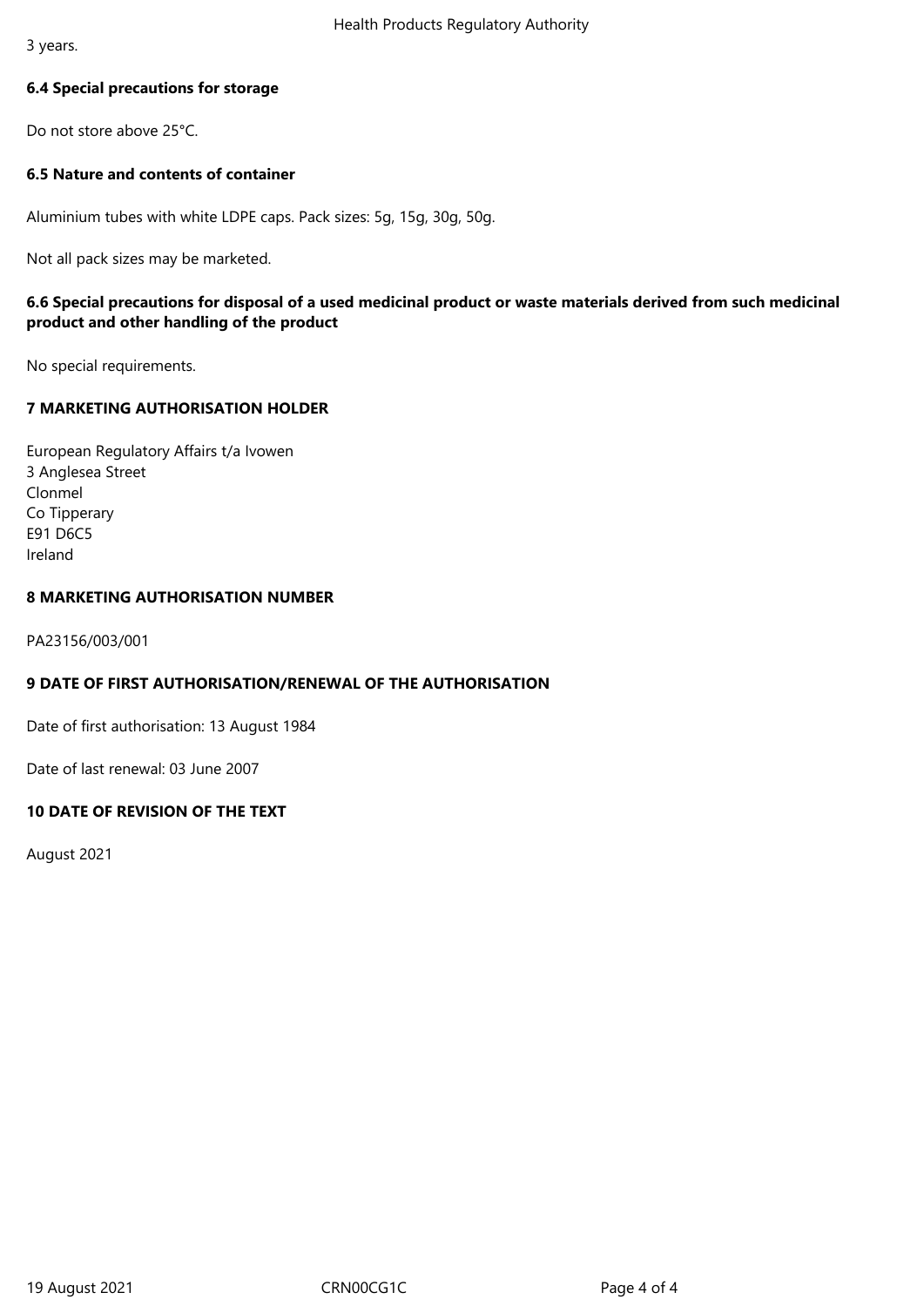3 years.

### 6.4 Special precautions for storage

Do not store above 25°C.

### 6.5 Nature and contents of container

Aluminium tubes with white LDPE caps. Pack sizes: 5g, 15g, 30g, 50g.

Not all pack sizes may be marketed.

### 6.6 Special precautions for disposal of a used medicinal product or waste materials derived from such medicinal product and other handling of the product

No special requirements.

## 7 MARKETING AUTHORISATION HOLDER

European Regulatory Affairs t/a Ivowen
3 Anglesea Street
Clonmel
Co Tipperary
E91 D6C5
Ireland

## 8 MARKETING AUTHORISATION NUMBER

PA23156/003/001

## 9 DATE OF FIRST AUTHORISATION/RENEWAL OF THE AUTHORISATION

Date of first authorisation: 13 August 1984

Date of last renewal: 03 June 2007

## 10 DATE OF REVISION OF THE TEXT

August 2021